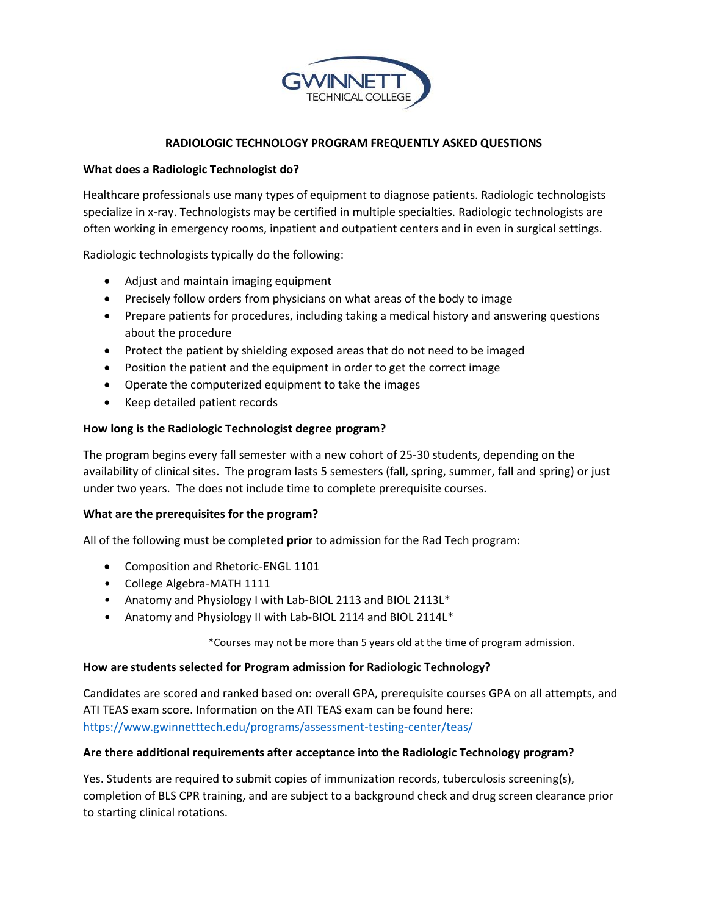GWINNETT TECHNICAL COLLEGE

# RADIOLOGIC TECHNOLOGY PROGRAM FREQUENTLY ASKED QUESTIONS

**What does a Radiologic Technologist do?**

Healthcare professionals use many types of equipment to diagnose patients. Radiologic technologists specialize in x-ray. Technologists may be certified in multiple specialties. Radiologic technologists are often working in emergency rooms, inpatient and outpatient centers and in even in surgical settings.

Radiologic technologists typically do the following:

- Adjust and maintain imaging equipment
- Precisely follow orders from physicians on what areas of the body to image
- Prepare patients for procedures, including taking a medical history and answering questions about the procedure
- Protect the patient by shielding exposed areas that do not need to be imaged
- Position the patient and the equipment in order to get the correct image
- Operate the computerized equipment to take the images
- Keep detailed patient records

**How long is the Radiologic Technologist degree program?**

The program begins every fall semester with a new cohort of 25-30 students, depending on the availability of clinical sites. The program lasts 5 semesters (fall, spring, summer, fall and spring) or just under two years. The does not include time to complete prerequisite courses.

**What are the prerequisites for the program?**

All of the following must be completed **prior** to admission for the Rad Tech program:

- Composition and Rhetoric-ENGL 1101
- College Algebra-MATH 1111
- Anatomy and Physiology I with Lab-BIOL 2113 and BIOL 2113L*
- Anatomy and Physiology II with Lab-BIOL 2114 and BIOL 2114L*

*Courses may not be more than 5 years old at the time of program admission.

**How are students selected for Program admission for Radiologic Technology?**

Candidates are scored and ranked based on: overall GPA, prerequisite courses GPA on all attempts, and ATI TEAS exam score. Information on the ATI TEAS exam can be found here: https://www.gwinnetttech.edu/programs/assessment-testing-center/teas/

**Are there additional requirements after acceptance into the Radiologic Technology program?**

Yes. Students are required to submit copies of immunization records, tuberculosis screening(s), completion of BLS CPR training, and are subject to a background check and drug screen clearance prior to starting clinical rotations.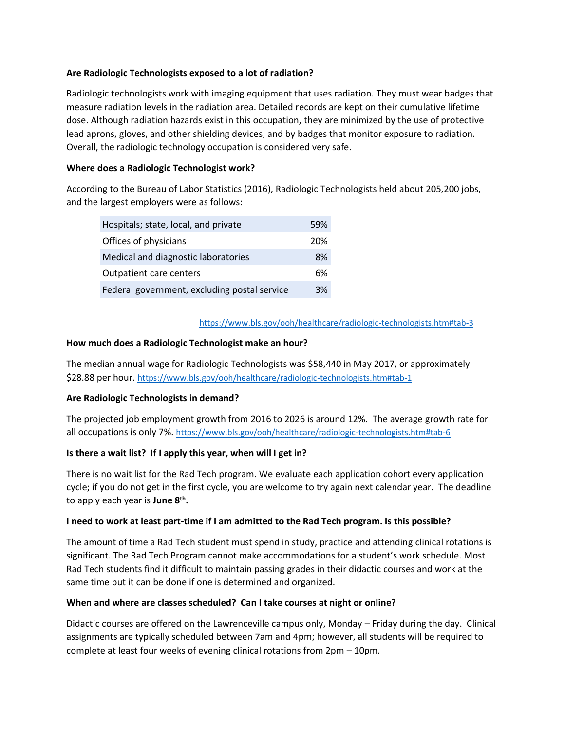**Are Radiologic Technologists exposed to a lot of radiation?**

Radiologic technologists work with imaging equipment that uses radiation. They must wear badges that measure radiation levels in the radiation area. Detailed records are kept on their cumulative lifetime dose. Although radiation hazards exist in this occupation, they are minimized by the use of protective lead aprons, gloves, and other shielding devices, and by badges that monitor exposure to radiation. Overall, the radiologic technology occupation is considered very safe.

**Where does a Radiologic Technologist work?**

According to the Bureau of Labor Statistics (2016), Radiologic Technologists held about 205,200 jobs, and the largest employers were as follows:

| | |
|---|---|
| Hospitals; state, local, and private | 59% |
| Offices of physicians | 20% |
| Medical and diagnostic laboratories | 8% |
| Outpatient care centers | 6% |
| Federal government, excluding postal service | 3% |

https://www.bls.gov/ooh/healthcare/radiologic-technologists.htm#tab-3

**How much does a Radiologic Technologist make an hour?**

The median annual wage for Radiologic Technologists was $58,440 in May 2017, or approximately $28.88 per hour. https://www.bls.gov/ooh/healthcare/radiologic-technologists.htm#tab-1

**Are Radiologic Technologists in demand?**

The projected job employment growth from 2016 to 2026 is around 12%. The average growth rate for all occupations is only 7%. https://www.bls.gov/ooh/healthcare/radiologic-technologists.htm#tab-6

**Is there a wait list? If I apply this year, when will I get in?**

There is no wait list for the Rad Tech program. We evaluate each application cohort every application cycle; if you do not get in the first cycle, you are welcome to try again next calendar year. The deadline to apply each year is **June 8th.**

**I need to work at least part-time if I am admitted to the Rad Tech program. Is this possible?**

The amount of time a Rad Tech student must spend in study, practice and attending clinical rotations is significant. The Rad Tech Program cannot make accommodations for a student's work schedule. Most Rad Tech students find it difficult to maintain passing grades in their didactic courses and work at the same time but it can be done if one is determined and organized.

**When and where are classes scheduled? Can I take courses at night or online?**

Didactic courses are offered on the Lawrenceville campus only, Monday – Friday during the day. Clinical assignments are typically scheduled between 7am and 4pm; however, all students will be required to complete at least four weeks of evening clinical rotations from 2pm – 10pm.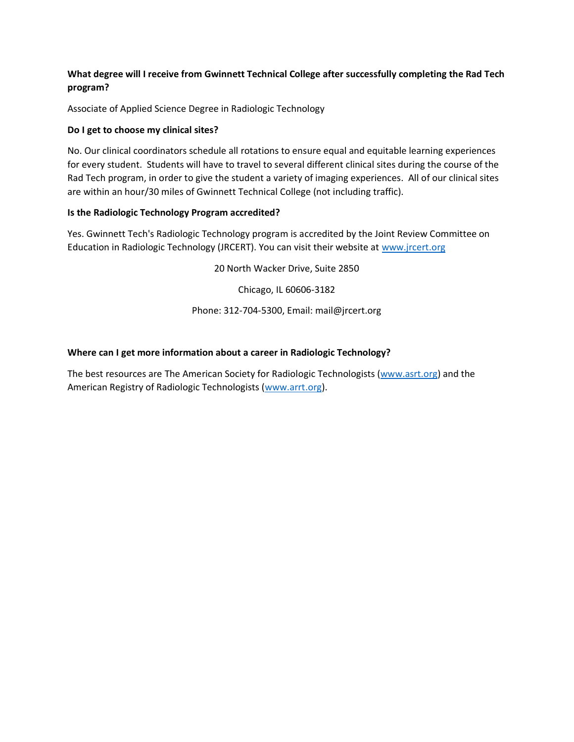**What degree will I receive from Gwinnett Technical College after successfully completing the Rad Tech program?**

Associate of Applied Science Degree in Radiologic Technology

**Do I get to choose my clinical sites?**

No. Our clinical coordinators schedule all rotations to ensure equal and equitable learning experiences for every student. Students will have to travel to several different clinical sites during the course of the Rad Tech program, in order to give the student a variety of imaging experiences. All of our clinical sites are within an hour/30 miles of Gwinnett Technical College (not including traffic).

**Is the Radiologic Technology Program accredited?**

Yes. Gwinnett Tech's Radiologic Technology program is accredited by the Joint Review Committee on Education in Radiologic Technology (JRCERT). You can visit their website at [www.jrcert.org](http://www.jrcert.org)

20 North Wacker Drive, Suite 2850

Chicago, IL 60606-3182

Phone: 312-704-5300, Email: mail@jrcert.org

**Where can I get more information about a career in Radiologic Technology?**

The best resources are The American Society for Radiologic Technologists ([www.asrt.org](http://www.asrt.org)) and the American Registry of Radiologic Technologists ([www.arrt.org](http://www.arrt.org)).